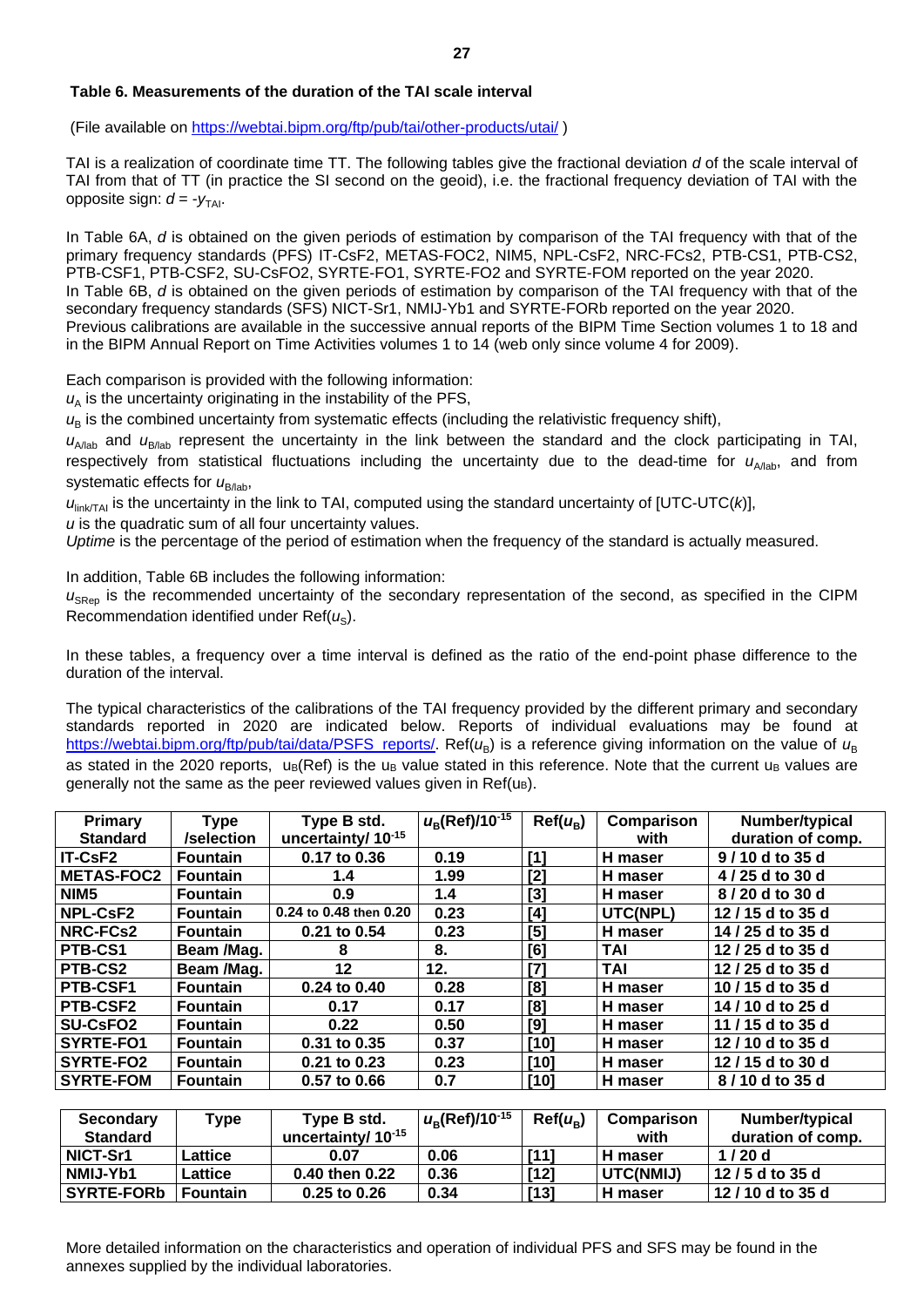### Table 6. Measurements of the duration of the TAI scale interval

(File available on https://webtai.bipm.org/ftp/pub/tai/other-products/utai/ )

TAI is a realization of coordinate time TT. The following tables give the fractional deviation *d* of the scale interval of TAI from that of TT (in practice the SI second on the geoid), i.e. the fractional frequency deviation of TAI with the opposite sign: $d = -y_{\mathrm{TAI}}$.

In Table 6A, *d* is obtained on the given periods of estimation by comparison of the TAI frequency with that of the primary frequency standards (PFS) IT-CsF2, METAS-FOC2, NIM5, NPL-CsF2, NRC-FCs2, PTB-CS1, PTB-CS2, PTB-CSF1, PTB-CSF2, SU-CsFO2, SYRTE-FO1, SYRTE-FO2 and SYRTE-FOM reported on the year 2020.
In Table 6B, *d* is obtained on the given periods of estimation by comparison of the TAI frequency with that of the secondary frequency standards (SFS) NICT-Sr1, NMIJ-Yb1 and SYRTE-FORb reported on the year 2020.
Previous calibrations are available in the successive annual reports of the BIPM Time Section volumes 1 to 18 and in the BIPM Annual Report on Time Activities volumes 1 to 14 (web only since volume 4 for 2009).

Each comparison is provided with the following information:
$u_{\mathrm{A}}$ is the uncertainty originating in the instability of the PFS,
$u_{\mathrm{B}}$ is the combined uncertainty from systematic effects (including the relativistic frequency shift),
$u_{\mathrm{A/lab}}$ and $u_{\mathrm{B/lab}}$ represent the uncertainty in the link between the standard and the clock participating in TAI, respectively from statistical fluctuations including the uncertainty due to the dead-time for $u_{\mathrm{A/lab}}$, and from systematic effects for $u_{\mathrm{B/lab}}$,
$u_{\mathrm{link/TAI}}$ is the uncertainty in the link to TAI, computed using the standard uncertainty of [UTC-UTC(*k*)],
$u$ is the quadratic sum of all four uncertainty values.
*Uptime* is the percentage of the period of estimation when the frequency of the standard is actually measured.

In addition, Table 6B includes the following information:
$u_{\mathrm{SRep}}$ is the recommended uncertainty of the secondary representation of the second, as specified in the CIPM Recommendation identified under Ref($u_{\mathrm{S}}$).

In these tables, a frequency over a time interval is defined as the ratio of the end-point phase difference to the duration of the interval.

The typical characteristics of the calibrations of the TAI frequency provided by the different primary and secondary standards reported in 2020 are indicated below. Reports of individual evaluations may be found at https://webtai.bipm.org/ftp/pub/tai/data/PSFS_reports/. Ref($u_{\mathrm{B}}$) is a reference giving information on the value of $u_{\mathrm{B}}$ as stated in the 2020 reports, $u_{\mathrm{B}}$(Ref) is the $u_{\mathrm{B}}$ value stated in this reference. Note that the current $u_{\mathrm{B}}$ values are generally not the same as the peer reviewed values given in Ref($u_{\mathrm{B}}$).

| Primary Standard | Type /selection | Type B std. uncertainty/ $10^{-15}$ | $u_{\mathrm{B}}$(Ref)/$10^{-15}$ | Ref($u_{\mathrm{B}}$) | Comparison with | Number/typical duration of comp. |
|---|---|---|---|---|---|---|
| IT-CsF2 | Fountain | 0.17 to 0.36 | 0.19 | [1] | H maser | 9 / 10 d to 35 d |
| METAS-FOC2 | Fountain | 1.4 | 1.99 | [2] | H maser | 4 / 25 d to 30 d |
| NIM5 | Fountain | 0.9 | 1.4 | [3] | H maser | 8 / 20 d to 30 d |
| NPL-CsF2 | Fountain | 0.24 to 0.48 then 0.20 | 0.23 | [4] | UTC(NPL) | 12 / 15 d to 35 d |
| NRC-FCs2 | Fountain | 0.21 to 0.54 | 0.23 | [5] | H maser | 14 / 25 d to 35 d |
| PTB-CS1 | Beam /Mag. | 8 | 8. | [6] | TAI | 12 / 25 d to 35 d |
| PTB-CS2 | Beam /Mag. | 12 | 12. | [7] | TAI | 12 / 25 d to 35 d |
| PTB-CSF1 | Fountain | 0.24 to 0.40 | 0.28 | [8] | H maser | 10 / 15 d to 35 d |
| PTB-CSF2 | Fountain | 0.17 | 0.17 | [8] | H maser | 14 / 10 d to 25 d |
| SU-CsFO2 | Fountain | 0.22 | 0.50 | [9] | H maser | 11 / 15 d to 35 d |
| SYRTE-FO1 | Fountain | 0.31 to 0.35 | 0.37 | [10] | H maser | 12 / 10 d to 35 d |
| SYRTE-FO2 | Fountain | 0.21 to 0.23 | 0.23 | [10] | H maser | 12 / 15 d to 30 d |
| SYRTE-FOM | Fountain | 0.57 to 0.66 | 0.7 | [10] | H maser | 8 / 10 d to 35 d |

| Secondary Standard | Type | Type B std. uncertainty/ $10^{-15}$ | $u_{\mathrm{B}}$(Ref)/$10^{-15}$ | Ref($u_{\mathrm{B}}$) | Comparison with | Number/typical duration of comp. |
|---|---|---|---|---|---|---|
| NICT-Sr1 | Lattice | 0.07 | 0.06 | [11] | H maser | 1 / 20 d |
| NMIJ-Yb1 | Lattice | 0.40 then 0.22 | 0.36 | [12] | UTC(NMIJ) | 12 / 5 d to 35 d |
| SYRTE-FORb | Fountain | 0.25 to 0.26 | 0.34 | [13] | H maser | 12 / 10 d to 35 d |

More detailed information on the characteristics and operation of individual PFS and SFS may be found in the annexes supplied by the individual laboratories.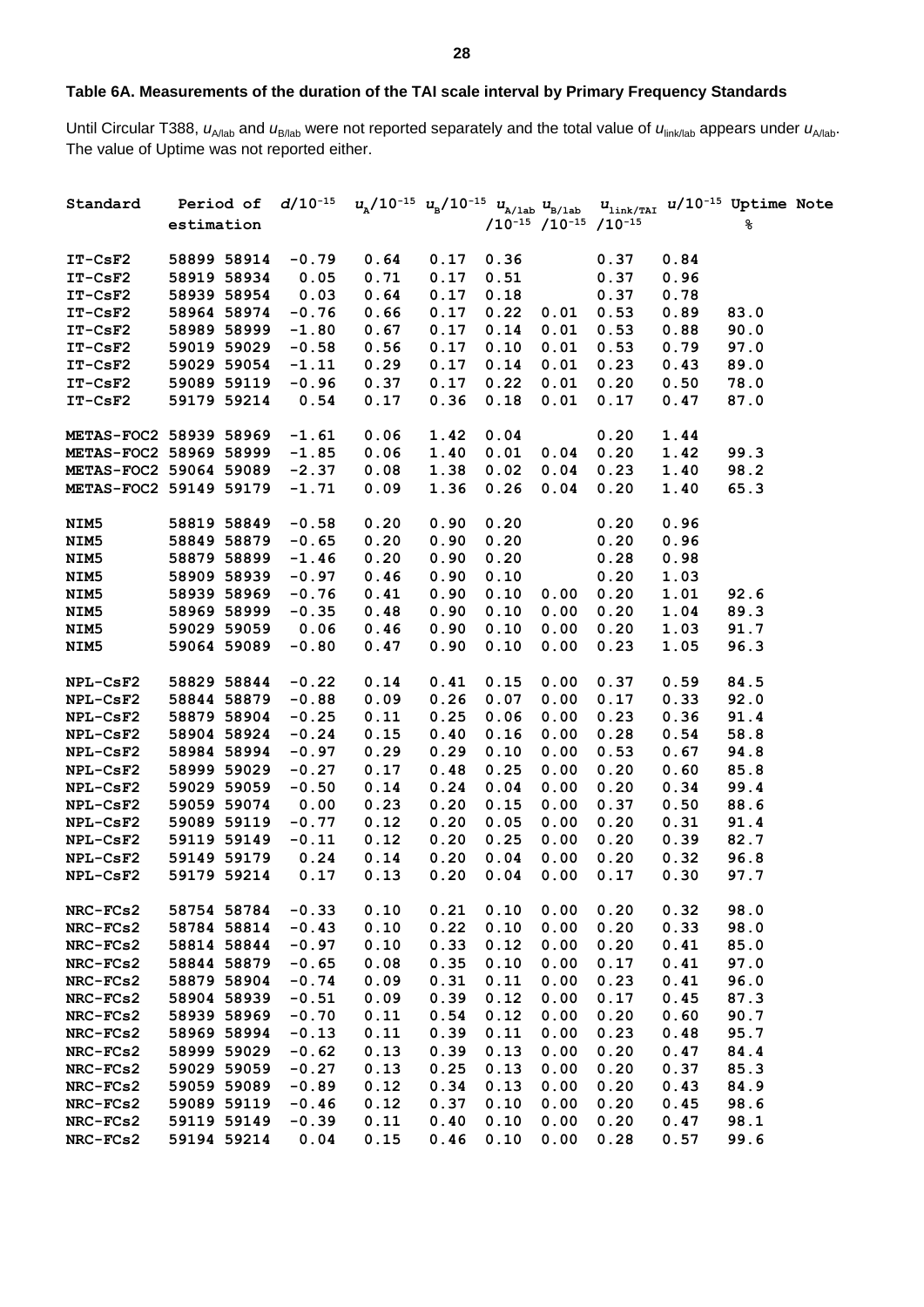### Table 6A. Measurements of the duration of the TAI scale interval by Primary Frequency Standards

Until Circular T388, $u_{A/lab}$ and $u_{B/lab}$ were not reported separately and the total value of $u_{link/lab}$ appears under $u_{A/lab}$. The value of Uptime was not reported either.

| Standard | Period of estimation | | $d/10^{-15}$ | $u_A/10^{-15}$ | $u_B/10^{-15}$ | $u_{A/lab}$ $/10^{-15}$ | $u_{B/lab}$ $/10^{-15}$ | $u_{link/TAI}$ $/10^{-15}$ | $u/10^{-15}$ | Uptime % | Note |
|---|---|---|---|---|---|---|---|---|---|---|---|
| IT-CsF2 | 58899 | 58914 | -0.79 | 0.64 | 0.17 | 0.36 | | 0.37 | 0.84 | | |
| IT-CsF2 | 58919 | 58934 | 0.05 | 0.71 | 0.17 | 0.51 | | 0.37 | 0.96 | | |
| IT-CsF2 | 58939 | 58954 | 0.03 | 0.64 | 0.17 | 0.18 | | 0.37 | 0.78 | | |
| IT-CsF2 | 58964 | 58974 | -0.76 | 0.66 | 0.17 | 0.22 | 0.01 | 0.53 | 0.89 | 83.0 | |
| IT-CsF2 | 58989 | 58999 | -1.80 | 0.67 | 0.17 | 0.14 | 0.01 | 0.53 | 0.88 | 90.0 | |
| IT-CsF2 | 59019 | 59029 | -0.58 | 0.56 | 0.17 | 0.10 | 0.01 | 0.53 | 0.79 | 97.0 | |
| IT-CsF2 | 59029 | 59054 | -1.11 | 0.29 | 0.17 | 0.14 | 0.01 | 0.23 | 0.43 | 89.0 | |
| IT-CsF2 | 59089 | 59119 | -0.96 | 0.37 | 0.17 | 0.22 | 0.01 | 0.20 | 0.50 | 78.0 | |
| IT-CsF2 | 59179 | 59214 | 0.54 | 0.17 | 0.36 | 0.18 | 0.01 | 0.17 | 0.47 | 87.0 | |
| METAS-FOC2 | 58939 | 58969 | -1.61 | 0.06 | 1.42 | 0.04 | | 0.20 | 1.44 | | |
| METAS-FOC2 | 58969 | 58999 | -1.85 | 0.06 | 1.40 | 0.01 | 0.04 | 0.20 | 1.42 | 99.3 | |
| METAS-FOC2 | 59064 | 59089 | -2.37 | 0.08 | 1.38 | 0.02 | 0.04 | 0.23 | 1.40 | 98.2 | |
| METAS-FOC2 | 59149 | 59179 | -1.71 | 0.09 | 1.36 | 0.26 | 0.04 | 0.20 | 1.40 | 65.3 | |
| NIM5 | 58819 | 58849 | -0.58 | 0.20 | 0.90 | 0.20 | | 0.20 | 0.96 | | |
| NIM5 | 58849 | 58879 | -0.65 | 0.20 | 0.90 | 0.20 | | 0.20 | 0.96 | | |
| NIM5 | 58879 | 58899 | -1.46 | 0.20 | 0.90 | 0.20 | | 0.28 | 0.98 | | |
| NIM5 | 58909 | 58939 | -0.97 | 0.46 | 0.90 | 0.10 | | 0.20 | 1.03 | | |
| NIM5 | 58939 | 58969 | -0.76 | 0.41 | 0.90 | 0.10 | 0.00 | 0.20 | 1.01 | 92.6 | |
| NIM5 | 58969 | 58999 | -0.35 | 0.48 | 0.90 | 0.10 | 0.00 | 0.20 | 1.04 | 89.3 | |
| NIM5 | 59029 | 59059 | 0.06 | 0.46 | 0.90 | 0.10 | 0.00 | 0.20 | 1.03 | 91.7 | |
| NIM5 | 59064 | 59089 | -0.80 | 0.47 | 0.90 | 0.10 | 0.00 | 0.23 | 1.05 | 96.3 | |
| NPL-CsF2 | 58829 | 58844 | -0.22 | 0.14 | 0.41 | 0.15 | 0.00 | 0.37 | 0.59 | 84.5 | |
| NPL-CsF2 | 58844 | 58879 | -0.88 | 0.09 | 0.26 | 0.07 | 0.00 | 0.17 | 0.33 | 92.0 | |
| NPL-CsF2 | 58879 | 58904 | -0.25 | 0.11 | 0.25 | 0.06 | 0.00 | 0.23 | 0.36 | 91.4 | |
| NPL-CsF2 | 58904 | 58924 | -0.24 | 0.15 | 0.40 | 0.16 | 0.00 | 0.28 | 0.54 | 58.8 | |
| NPL-CsF2 | 58984 | 58994 | -0.97 | 0.29 | 0.29 | 0.10 | 0.00 | 0.53 | 0.67 | 94.8 | |
| NPL-CsF2 | 58999 | 59029 | -0.27 | 0.17 | 0.48 | 0.25 | 0.00 | 0.20 | 0.60 | 85.8 | |
| NPL-CsF2 | 59029 | 59059 | -0.50 | 0.14 | 0.24 | 0.04 | 0.00 | 0.20 | 0.34 | 99.4 | |
| NPL-CsF2 | 59059 | 59074 | 0.00 | 0.23 | 0.20 | 0.15 | 0.00 | 0.37 | 0.50 | 88.6 | |
| NPL-CsF2 | 59089 | 59119 | -0.77 | 0.12 | 0.20 | 0.05 | 0.00 | 0.20 | 0.31 | 91.4 | |
| NPL-CsF2 | 59119 | 59149 | -0.11 | 0.12 | 0.20 | 0.25 | 0.00 | 0.20 | 0.39 | 82.7 | |
| NPL-CsF2 | 59149 | 59179 | 0.24 | 0.14 | 0.20 | 0.04 | 0.00 | 0.20 | 0.32 | 96.8 | |
| NPL-CsF2 | 59179 | 59214 | 0.17 | 0.13 | 0.20 | 0.04 | 0.00 | 0.17 | 0.30 | 97.7 | |
| NRC-FCs2 | 58754 | 58784 | -0.33 | 0.10 | 0.21 | 0.10 | 0.00 | 0.20 | 0.32 | 98.0 | |
| NRC-FCs2 | 58784 | 58814 | -0.43 | 0.10 | 0.22 | 0.10 | 0.00 | 0.20 | 0.33 | 98.0 | |
| NRC-FCs2 | 58814 | 58844 | -0.97 | 0.10 | 0.33 | 0.12 | 0.00 | 0.20 | 0.41 | 85.0 | |
| NRC-FCs2 | 58844 | 58879 | -0.65 | 0.08 | 0.35 | 0.10 | 0.00 | 0.17 | 0.41 | 97.0 | |
| NRC-FCs2 | 58879 | 58904 | -0.74 | 0.09 | 0.31 | 0.11 | 0.00 | 0.23 | 0.41 | 96.0 | |
| NRC-FCs2 | 58904 | 58939 | -0.51 | 0.09 | 0.39 | 0.12 | 0.00 | 0.17 | 0.45 | 87.3 | |
| NRC-FCs2 | 58939 | 58969 | -0.70 | 0.11 | 0.54 | 0.12 | 0.00 | 0.20 | 0.60 | 90.7 | |
| NRC-FCs2 | 58969 | 58994 | -0.13 | 0.11 | 0.39 | 0.11 | 0.00 | 0.23 | 0.48 | 95.7 | |
| NRC-FCs2 | 58999 | 59029 | -0.62 | 0.13 | 0.39 | 0.13 | 0.00 | 0.20 | 0.47 | 84.4 | |
| NRC-FCs2 | 59029 | 59059 | -0.27 | 0.13 | 0.25 | 0.13 | 0.00 | 0.20 | 0.37 | 85.3 | |
| NRC-FCs2 | 59059 | 59089 | -0.89 | 0.12 | 0.34 | 0.13 | 0.00 | 0.20 | 0.43 | 84.9 | |
| NRC-FCs2 | 59089 | 59119 | -0.46 | 0.12 | 0.37 | 0.10 | 0.00 | 0.20 | 0.45 | 98.6 | |
| NRC-FCs2 | 59119 | 59149 | -0.39 | 0.11 | 0.40 | 0.10 | 0.00 | 0.20 | 0.47 | 98.1 | |
| NRC-FCs2 | 59194 | 59214 | 0.04 | 0.15 | 0.46 | 0.10 | 0.00 | 0.28 | 0.57 | 99.6 | |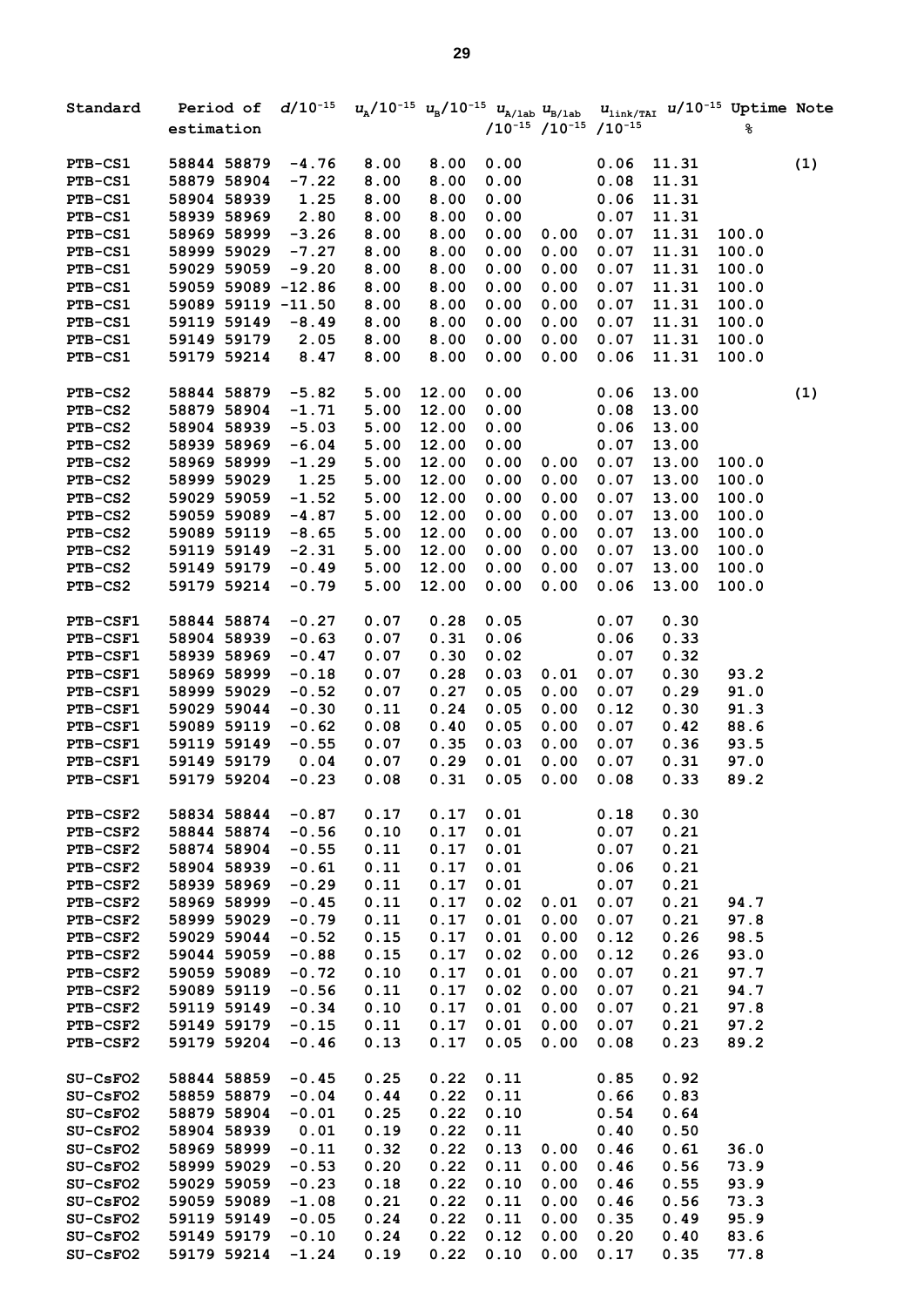| Standard | Period of estimation | | $d/10^{-15}$ | $u_A/10^{-15}$ | $u_B/10^{-15}$ | $u_{A/lab}$ $/10^{-15}$ | $u_{B/lab}$ $/10^{-15}$ | $u_{link/TAI}$ $/10^{-15}$ | $u/10^{-15}$ | Uptime % | Note |
|---|---|---|---|---|---|---|---|---|---|---|---|
| PTB-CS1 | 58844 | 58879 | -4.76 | 8.00 | 8.00 | 0.00 | | 0.06 | 11.31 | | (1) |
| PTB-CS1 | 58879 | 58904 | -7.22 | 8.00 | 8.00 | 0.00 | | 0.08 | 11.31 | | |
| PTB-CS1 | 58904 | 58939 | 1.25 | 8.00 | 8.00 | 0.00 | | 0.06 | 11.31 | | |
| PTB-CS1 | 58939 | 58969 | 2.80 | 8.00 | 8.00 | 0.00 | | 0.07 | 11.31 | | |
| PTB-CS1 | 58969 | 58999 | -3.26 | 8.00 | 8.00 | 0.00 | 0.00 | 0.07 | 11.31 | 100.0 | |
| PTB-CS1 | 58999 | 59029 | -7.27 | 8.00 | 8.00 | 0.00 | 0.00 | 0.07 | 11.31 | 100.0 | |
| PTB-CS1 | 59029 | 59059 | -9.20 | 8.00 | 8.00 | 0.00 | 0.00 | 0.07 | 11.31 | 100.0 | |
| PTB-CS1 | 59059 | 59089 | -12.86 | 8.00 | 8.00 | 0.00 | 0.00 | 0.07 | 11.31 | 100.0 | |
| PTB-CS1 | 59089 | 59119 | -11.50 | 8.00 | 8.00 | 0.00 | 0.00 | 0.07 | 11.31 | 100.0 | |
| PTB-CS1 | 59119 | 59149 | -8.49 | 8.00 | 8.00 | 0.00 | 0.00 | 0.07 | 11.31 | 100.0 | |
| PTB-CS1 | 59149 | 59179 | 2.05 | 8.00 | 8.00 | 0.00 | 0.00 | 0.07 | 11.31 | 100.0 | |
| PTB-CS1 | 59179 | 59214 | 8.47 | 8.00 | 8.00 | 0.00 | 0.00 | 0.06 | 11.31 | 100.0 | |
| PTB-CS2 | 58844 | 58879 | -5.82 | 5.00 | 12.00 | 0.00 | | 0.06 | 13.00 | | (1) |
| PTB-CS2 | 58879 | 58904 | -1.71 | 5.00 | 12.00 | 0.00 | | 0.08 | 13.00 | | |
| PTB-CS2 | 58904 | 58939 | -5.03 | 5.00 | 12.00 | 0.00 | | 0.06 | 13.00 | | |
| PTB-CS2 | 58939 | 58969 | -6.04 | 5.00 | 12.00 | 0.00 | | 0.07 | 13.00 | | |
| PTB-CS2 | 58969 | 58999 | -1.29 | 5.00 | 12.00 | 0.00 | 0.00 | 0.07 | 13.00 | 100.0 | |
| PTB-CS2 | 58999 | 59029 | 1.25 | 5.00 | 12.00 | 0.00 | 0.00 | 0.07 | 13.00 | 100.0 | |
| PTB-CS2 | 59029 | 59059 | -1.52 | 5.00 | 12.00 | 0.00 | 0.00 | 0.07 | 13.00 | 100.0 | |
| PTB-CS2 | 59059 | 59089 | -4.87 | 5.00 | 12.00 | 0.00 | 0.00 | 0.07 | 13.00 | 100.0 | |
| PTB-CS2 | 59089 | 59119 | -8.65 | 5.00 | 12.00 | 0.00 | 0.00 | 0.07 | 13.00 | 100.0 | |
| PTB-CS2 | 59119 | 59149 | -2.31 | 5.00 | 12.00 | 0.00 | 0.00 | 0.07 | 13.00 | 100.0 | |
| PTB-CS2 | 59149 | 59179 | -0.49 | 5.00 | 12.00 | 0.00 | 0.00 | 0.07 | 13.00 | 100.0 | |
| PTB-CS2 | 59179 | 59214 | -0.79 | 5.00 | 12.00 | 0.00 | 0.00 | 0.06 | 13.00 | 100.0 | |
| PTB-CSF1 | 58844 | 58874 | -0.27 | 0.07 | 0.28 | 0.05 | | 0.07 | 0.30 | | |
| PTB-CSF1 | 58904 | 58939 | -0.63 | 0.07 | 0.31 | 0.06 | | 0.06 | 0.33 | | |
| PTB-CSF1 | 58939 | 58969 | -0.47 | 0.07 | 0.30 | 0.02 | | 0.07 | 0.32 | | |
| PTB-CSF1 | 58969 | 58999 | -0.18 | 0.07 | 0.28 | 0.03 | 0.01 | 0.07 | 0.30 | 93.2 | |
| PTB-CSF1 | 58999 | 59029 | -0.52 | 0.07 | 0.27 | 0.05 | 0.00 | 0.07 | 0.29 | 91.0 | |
| PTB-CSF1 | 59029 | 59044 | -0.30 | 0.11 | 0.24 | 0.05 | 0.00 | 0.12 | 0.30 | 91.3 | |
| PTB-CSF1 | 59089 | 59119 | -0.62 | 0.08 | 0.40 | 0.05 | 0.00 | 0.07 | 0.42 | 88.6 | |
| PTB-CSF1 | 59119 | 59149 | -0.55 | 0.07 | 0.35 | 0.03 | 0.00 | 0.07 | 0.36 | 93.5 | |
| PTB-CSF1 | 59149 | 59179 | 0.04 | 0.07 | 0.29 | 0.01 | 0.00 | 0.07 | 0.31 | 97.0 | |
| PTB-CSF1 | 59179 | 59204 | -0.23 | 0.08 | 0.31 | 0.05 | 0.00 | 0.08 | 0.33 | 89.2 | |
| PTB-CSF2 | 58834 | 58844 | -0.87 | 0.17 | 0.17 | 0.01 | | 0.18 | 0.30 | | |
| PTB-CSF2 | 58844 | 58874 | -0.56 | 0.10 | 0.17 | 0.01 | | 0.07 | 0.21 | | |
| PTB-CSF2 | 58874 | 58904 | -0.55 | 0.11 | 0.17 | 0.01 | | 0.07 | 0.21 | | |
| PTB-CSF2 | 58904 | 58939 | -0.61 | 0.11 | 0.17 | 0.01 | | 0.06 | 0.21 | | |
| PTB-CSF2 | 58939 | 58969 | -0.29 | 0.11 | 0.17 | 0.01 | | 0.07 | 0.21 | | |
| PTB-CSF2 | 58969 | 58999 | -0.45 | 0.11 | 0.17 | 0.02 | 0.01 | 0.07 | 0.21 | 94.7 | |
| PTB-CSF2 | 58999 | 59029 | -0.79 | 0.11 | 0.17 | 0.01 | 0.00 | 0.07 | 0.21 | 97.8 | |
| PTB-CSF2 | 59029 | 59044 | -0.52 | 0.15 | 0.17 | 0.01 | 0.00 | 0.12 | 0.26 | 98.5 | |
| PTB-CSF2 | 59044 | 59059 | -0.88 | 0.15 | 0.17 | 0.02 | 0.00 | 0.12 | 0.26 | 93.0 | |
| PTB-CSF2 | 59059 | 59089 | -0.72 | 0.10 | 0.17 | 0.01 | 0.00 | 0.07 | 0.21 | 97.7 | |
| PTB-CSF2 | 59089 | 59119 | -0.56 | 0.11 | 0.17 | 0.02 | 0.00 | 0.07 | 0.21 | 94.7 | |
| PTB-CSF2 | 59119 | 59149 | -0.34 | 0.10 | 0.17 | 0.01 | 0.00 | 0.07 | 0.21 | 97.8 | |
| PTB-CSF2 | 59149 | 59179 | -0.15 | 0.11 | 0.17 | 0.01 | 0.00 | 0.07 | 0.21 | 97.2 | |
| PTB-CSF2 | 59179 | 59204 | -0.46 | 0.13 | 0.17 | 0.05 | 0.00 | 0.08 | 0.23 | 89.2 | |
| SU-CsFO2 | 58844 | 58859 | -0.45 | 0.25 | 0.22 | 0.11 | | 0.85 | 0.92 | | |
| SU-CsFO2 | 58859 | 58879 | -0.04 | 0.44 | 0.22 | 0.11 | | 0.66 | 0.83 | | |
| SU-CsFO2 | 58879 | 58904 | -0.01 | 0.25 | 0.22 | 0.10 | | 0.54 | 0.64 | | |
| SU-CsFO2 | 58904 | 58939 | 0.01 | 0.19 | 0.22 | 0.11 | | 0.40 | 0.50 | | |
| SU-CsFO2 | 58969 | 58999 | -0.11 | 0.32 | 0.22 | 0.13 | 0.00 | 0.46 | 0.61 | 36.0 | |
| SU-CsFO2 | 58999 | 59029 | -0.53 | 0.20 | 0.22 | 0.11 | 0.00 | 0.46 | 0.56 | 73.9 | |
| SU-CsFO2 | 59029 | 59059 | -0.23 | 0.18 | 0.22 | 0.10 | 0.00 | 0.46 | 0.55 | 93.9 | |
| SU-CsFO2 | 59059 | 59089 | -1.08 | 0.21 | 0.22 | 0.11 | 0.00 | 0.46 | 0.56 | 73.3 | |
| SU-CsFO2 | 59119 | 59149 | -0.05 | 0.24 | 0.22 | 0.11 | 0.00 | 0.35 | 0.49 | 95.9 | |
| SU-CsFO2 | 59149 | 59179 | -0.10 | 0.24 | 0.22 | 0.12 | 0.00 | 0.20 | 0.40 | 83.6 | |
| SU-CsFO2 | 59179 | 59214 | -1.24 | 0.19 | 0.22 | 0.10 | 0.00 | 0.17 | 0.35 | 77.8 | |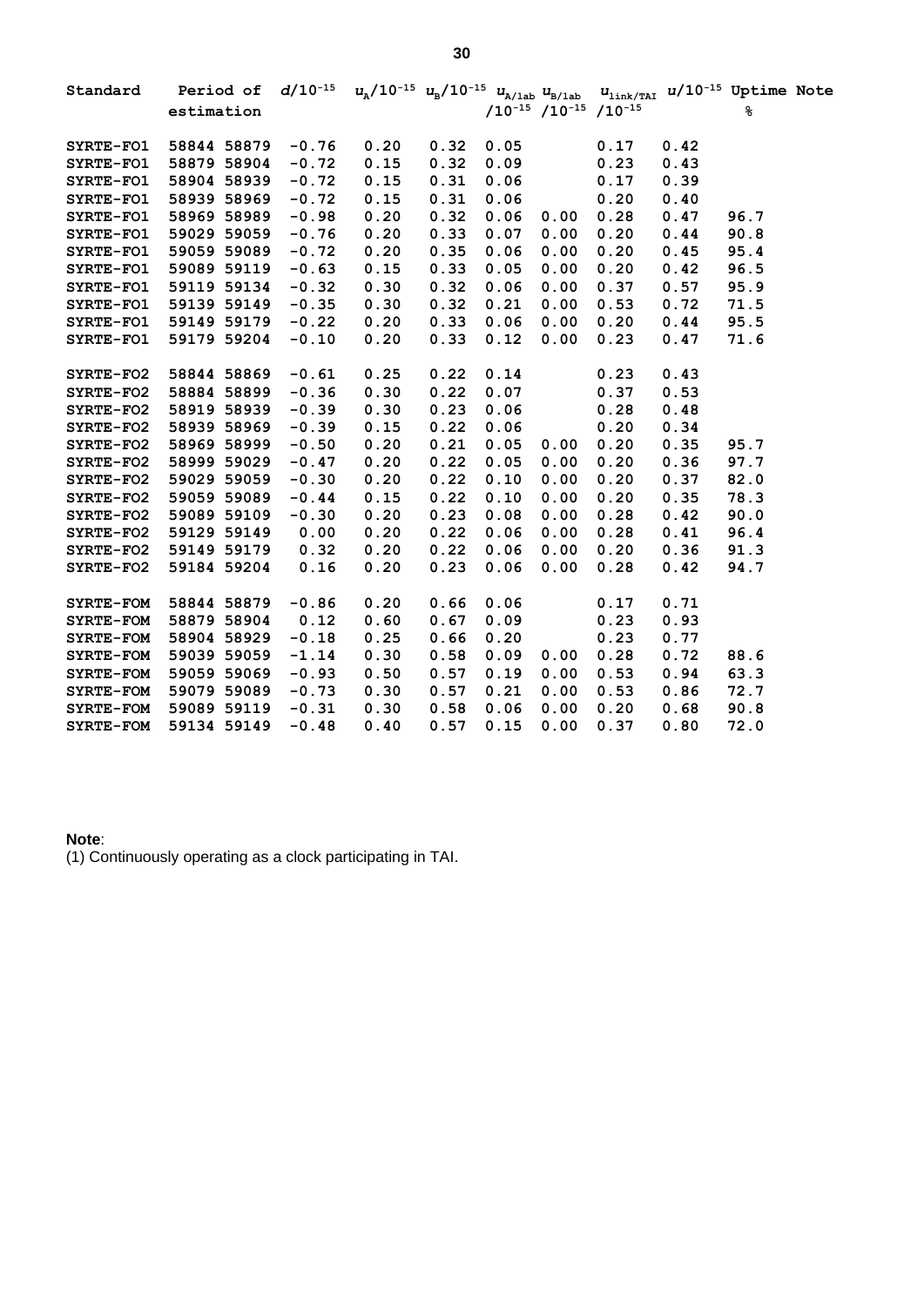| Standard | Period of estimation | | $d/10^{-15}$ | $u_A/10^{-15}$ | $u_B/10^{-15}$ | $u_{A/lab}$ $/10^{-15}$ | $u_{B/lab}$ $/10^{-15}$ | $u_{link/TAI}$ $/10^{-15}$ | $u/10^{-15}$ | Uptime % | Note |
|---|---|---|---|---|---|---|---|---|---|---|---|
| SYRTE-FO1 | 58844 | 58879 | -0.76 | 0.20 | 0.32 | 0.05 | | 0.17 | 0.42 | | |
| SYRTE-FO1 | 58879 | 58904 | -0.72 | 0.15 | 0.32 | 0.09 | | 0.23 | 0.43 | | |
| SYRTE-FO1 | 58904 | 58939 | -0.72 | 0.15 | 0.31 | 0.06 | | 0.17 | 0.39 | | |
| SYRTE-FO1 | 58939 | 58969 | -0.72 | 0.15 | 0.31 | 0.06 | | 0.20 | 0.40 | | |
| SYRTE-FO1 | 58969 | 58989 | -0.98 | 0.20 | 0.32 | 0.06 | 0.00 | 0.28 | 0.47 | 96.7 | |
| SYRTE-FO1 | 59029 | 59059 | -0.76 | 0.20 | 0.33 | 0.07 | 0.00 | 0.20 | 0.44 | 90.8 | |
| SYRTE-FO1 | 59059 | 59089 | -0.72 | 0.20 | 0.35 | 0.06 | 0.00 | 0.20 | 0.45 | 95.4 | |
| SYRTE-FO1 | 59089 | 59119 | -0.63 | 0.15 | 0.33 | 0.05 | 0.00 | 0.20 | 0.42 | 96.5 | |
| SYRTE-FO1 | 59119 | 59134 | -0.32 | 0.30 | 0.32 | 0.06 | 0.00 | 0.37 | 0.57 | 95.9 | |
| SYRTE-FO1 | 59139 | 59149 | -0.35 | 0.30 | 0.32 | 0.21 | 0.00 | 0.53 | 0.72 | 71.5 | |
| SYRTE-FO1 | 59149 | 59179 | -0.22 | 0.20 | 0.33 | 0.06 | 0.00 | 0.20 | 0.44 | 95.5 | |
| SYRTE-FO1 | 59179 | 59204 | -0.10 | 0.20 | 0.33 | 0.12 | 0.00 | 0.23 | 0.47 | 71.6 | |
| SYRTE-FO2 | 58844 | 58869 | -0.61 | 0.25 | 0.22 | 0.14 | | 0.23 | 0.43 | | |
| SYRTE-FO2 | 58884 | 58899 | -0.36 | 0.30 | 0.22 | 0.07 | | 0.37 | 0.53 | | |
| SYRTE-FO2 | 58919 | 58939 | -0.39 | 0.30 | 0.23 | 0.06 | | 0.28 | 0.48 | | |
| SYRTE-FO2 | 58939 | 58969 | -0.39 | 0.15 | 0.22 | 0.06 | | 0.20 | 0.34 | | |
| SYRTE-FO2 | 58969 | 58999 | -0.50 | 0.20 | 0.21 | 0.05 | 0.00 | 0.20 | 0.35 | 95.7 | |
| SYRTE-FO2 | 58999 | 59029 | -0.47 | 0.20 | 0.22 | 0.05 | 0.00 | 0.20 | 0.36 | 97.7 | |
| SYRTE-FO2 | 59029 | 59059 | -0.30 | 0.20 | 0.22 | 0.10 | 0.00 | 0.20 | 0.37 | 82.0 | |
| SYRTE-FO2 | 59059 | 59089 | -0.44 | 0.15 | 0.22 | 0.10 | 0.00 | 0.20 | 0.35 | 78.3 | |
| SYRTE-FO2 | 59089 | 59109 | -0.30 | 0.20 | 0.23 | 0.08 | 0.00 | 0.28 | 0.42 | 90.0 | |
| SYRTE-FO2 | 59129 | 59149 | 0.00 | 0.20 | 0.22 | 0.06 | 0.00 | 0.28 | 0.41 | 96.4 | |
| SYRTE-FO2 | 59149 | 59179 | 0.32 | 0.20 | 0.22 | 0.06 | 0.00 | 0.20 | 0.36 | 91.3 | |
| SYRTE-FO2 | 59184 | 59204 | 0.16 | 0.20 | 0.23 | 0.06 | 0.00 | 0.28 | 0.42 | 94.7 | |
| SYRTE-FOM | 58844 | 58879 | -0.86 | 0.20 | 0.66 | 0.06 | | 0.17 | 0.71 | | |
| SYRTE-FOM | 58879 | 58904 | 0.12 | 0.60 | 0.67 | 0.09 | | 0.23 | 0.93 | | |
| SYRTE-FOM | 58904 | 58929 | -0.18 | 0.25 | 0.66 | 0.20 | | 0.23 | 0.77 | | |
| SYRTE-FOM | 59039 | 59059 | -1.14 | 0.30 | 0.58 | 0.09 | 0.00 | 0.28 | 0.72 | 88.6 | |
| SYRTE-FOM | 59059 | 59069 | -0.93 | 0.50 | 0.57 | 0.19 | 0.00 | 0.53 | 0.94 | 63.3 | |
| SYRTE-FOM | 59079 | 59089 | -0.73 | 0.30 | 0.57 | 0.21 | 0.00 | 0.53 | 0.86 | 72.7 | |
| SYRTE-FOM | 59089 | 59119 | -0.31 | 0.30 | 0.58 | 0.06 | 0.00 | 0.20 | 0.68 | 90.8 | |
| SYRTE-FOM | 59134 | 59149 | -0.48 | 0.40 | 0.57 | 0.15 | 0.00 | 0.37 | 0.80 | 72.0 | |

**Note**:
(1) Continuously operating as a clock participating in TAI.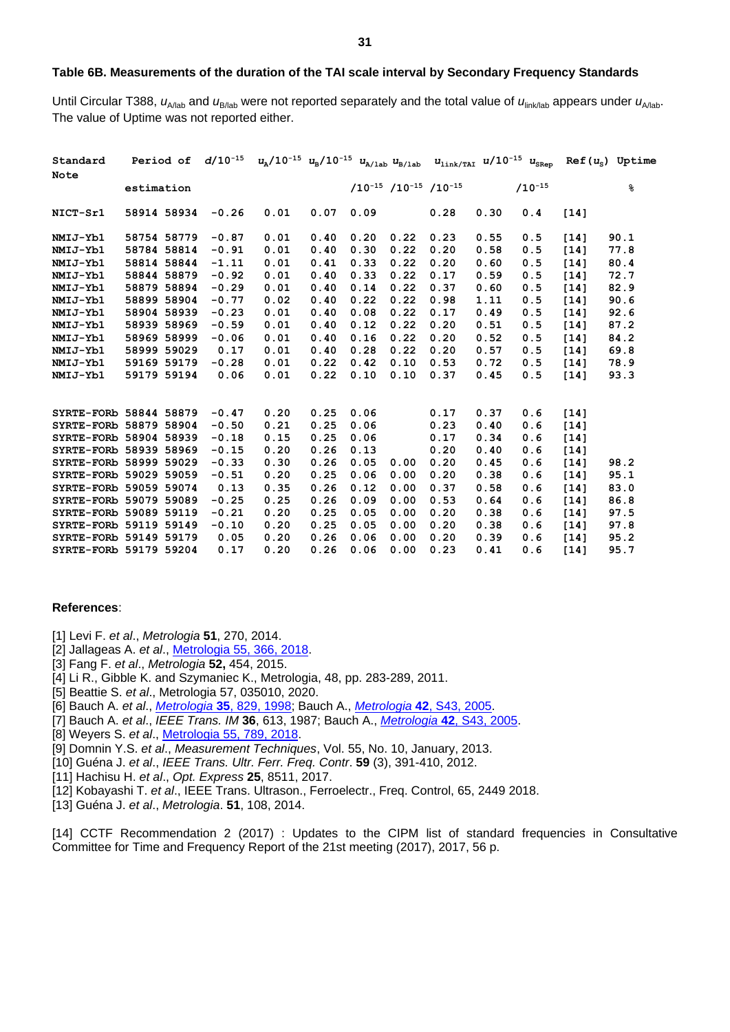### Table 6B. Measurements of the duration of the TAI scale interval by Secondary Frequency Standards

Until Circular T388, $u_{A/lab}$ and $u_{B/lab}$ were not reported separately and the total value of $u_{link/lab}$ appears under $u_{A/lab}$. The value of Uptime was not reported either.

| Standard Note | Period of estimation | | $d/10^{-15}$ | $u_A/10^{-15}$ | $u_B/10^{-15}$ | $u_{A/lab}$ $/10^{-15}$ | $u_{B/lab}$ $/10^{-15}$ | $u_{link/TAI}$ $/10^{-15}$ | $u/10^{-15}$ | $u_{SRep}$ $/10^{-15}$ | Ref($u_S$) | Uptime % |
|---|---|---|---|---|---|---|---|---|---|---|---|---|
| NICT-Sr1 | 58914 | 58934 | -0.26 | 0.01 | 0.07 | 0.09 | | 0.28 | 0.30 | 0.4 | [14] | |
| NMIJ-Yb1 | 58754 | 58779 | -0.87 | 0.01 | 0.40 | 0.20 | 0.22 | 0.23 | 0.55 | 0.5 | [14] | 90.1 |
| NMIJ-Yb1 | 58784 | 58814 | -0.91 | 0.01 | 0.40 | 0.30 | 0.22 | 0.20 | 0.58 | 0.5 | [14] | 77.8 |
| NMIJ-Yb1 | 58814 | 58844 | -1.11 | 0.01 | 0.41 | 0.33 | 0.22 | 0.20 | 0.60 | 0.5 | [14] | 80.4 |
| NMIJ-Yb1 | 58844 | 58879 | -0.92 | 0.01 | 0.40 | 0.33 | 0.22 | 0.17 | 0.59 | 0.5 | [14] | 72.7 |
| NMIJ-Yb1 | 58879 | 58894 | -0.29 | 0.01 | 0.40 | 0.14 | 0.22 | 0.37 | 0.60 | 0.5 | [14] | 82.9 |
| NMIJ-Yb1 | 58899 | 58904 | -0.77 | 0.02 | 0.40 | 0.22 | 0.22 | 0.98 | 1.11 | 0.5 | [14] | 90.6 |
| NMIJ-Yb1 | 58904 | 58939 | -0.23 | 0.01 | 0.40 | 0.08 | 0.22 | 0.17 | 0.49 | 0.5 | [14] | 92.6 |
| NMIJ-Yb1 | 58939 | 58969 | -0.59 | 0.01 | 0.40 | 0.12 | 0.22 | 0.20 | 0.51 | 0.5 | [14] | 87.2 |
| NMIJ-Yb1 | 58969 | 58999 | -0.06 | 0.01 | 0.40 | 0.16 | 0.22 | 0.20 | 0.52 | 0.5 | [14] | 84.2 |
| NMIJ-Yb1 | 58999 | 59029 | 0.17 | 0.01 | 0.40 | 0.28 | 0.22 | 0.20 | 0.57 | 0.5 | [14] | 69.8 |
| NMIJ-Yb1 | 59169 | 59179 | -0.28 | 0.01 | 0.22 | 0.42 | 0.10 | 0.53 | 0.72 | 0.5 | [14] | 78.9 |
| NMIJ-Yb1 | 59179 | 59194 | 0.06 | 0.01 | 0.22 | 0.10 | 0.10 | 0.37 | 0.45 | 0.5 | [14] | 93.3 |
| SYRTE-FORb | 58844 | 58879 | -0.47 | 0.20 | 0.25 | 0.06 | | 0.17 | 0.37 | 0.6 | [14] | |
| SYRTE-FORb | 58879 | 58904 | -0.50 | 0.21 | 0.25 | 0.06 | | 0.23 | 0.40 | 0.6 | [14] | |
| SYRTE-FORb | 58904 | 58939 | -0.18 | 0.15 | 0.25 | 0.06 | | 0.17 | 0.34 | 0.6 | [14] | |
| SYRTE-FORb | 58939 | 58969 | -0.15 | 0.20 | 0.26 | 0.13 | | 0.20 | 0.40 | 0.6 | [14] | |
| SYRTE-FORb | 58999 | 59029 | -0.33 | 0.30 | 0.26 | 0.05 | 0.00 | 0.20 | 0.45 | 0.6 | [14] | 98.2 |
| SYRTE-FORb | 59029 | 59059 | -0.51 | 0.20 | 0.25 | 0.06 | 0.00 | 0.20 | 0.38 | 0.6 | [14] | 95.1 |
| SYRTE-FORb | 59059 | 59074 | 0.13 | 0.35 | 0.26 | 0.12 | 0.00 | 0.37 | 0.58 | 0.6 | [14] | 83.0 |
| SYRTE-FORb | 59079 | 59089 | -0.25 | 0.25 | 0.26 | 0.09 | 0.00 | 0.53 | 0.64 | 0.6 | [14] | 86.8 |
| SYRTE-FORb | 59089 | 59119 | -0.21 | 0.20 | 0.25 | 0.05 | 0.00 | 0.20 | 0.38 | 0.6 | [14] | 97.5 |
| SYRTE-FORb | 59119 | 59149 | -0.10 | 0.20 | 0.25 | 0.05 | 0.00 | 0.20 | 0.38 | 0.6 | [14] | 97.8 |
| SYRTE-FORb | 59149 | 59179 | 0.05 | 0.20 | 0.26 | 0.06 | 0.00 | 0.20 | 0.39 | 0.6 | [14] | 95.2 |
| SYRTE-FORb | 59179 | 59204 | 0.17 | 0.20 | 0.26 | 0.06 | 0.00 | 0.23 | 0.41 | 0.6 | [14] | 95.7 |

**References**:

[1] Levi F. *et al*., *Metrologia* **51**, 270, 2014.
[2] Jallageas A. *et al*., Metrologia 55, 366, 2018.
[3] Fang F. *et al*., *Metrologia* **52,** 454, 2015.
[4] Li R., Gibble K. and Szymaniec K., Metrologia, 48, pp. 283-289, 2011.
[5] Beattie S. *et al*., Metrologia 57, 035010, 2020.
[6] Bauch A. *et al*., *Metrologia* **35**, 829, 1998; Bauch A., *Metrologia* **42**, S43, 2005.
[7] Bauch A. *et al*., *IEEE Trans. IM* **36**, 613, 1987; Bauch A., *Metrologia* **42**, S43, 2005.
[8] Weyers S. *et al*., Metrologia 55, 789, 2018.
[9] Domnin Y.S. *et al*., *Measurement Techniques*, Vol. 55, No. 10, January, 2013.
[10] Guéna J. *et al*., *IEEE Trans. Ultr. Ferr. Freq. Contr*. **59** (3), 391-410, 2012.
[11] Hachisu H. *et al*., *Opt. Express* **25**, 8511, 2017.
[12] Kobayashi T. *et al*., IEEE Trans. Ultrason., Ferroelectr., Freq. Control, 65, 2449 2018.
[13] Guéna J. *et al*., *Metrologia*. **51**, 108, 2014.

[14] CCTF Recommendation 2 (2017) : Updates to the CIPM list of standard frequencies in Consultative Committee for Time and Frequency Report of the 21st meeting (2017), 2017, 56 p.